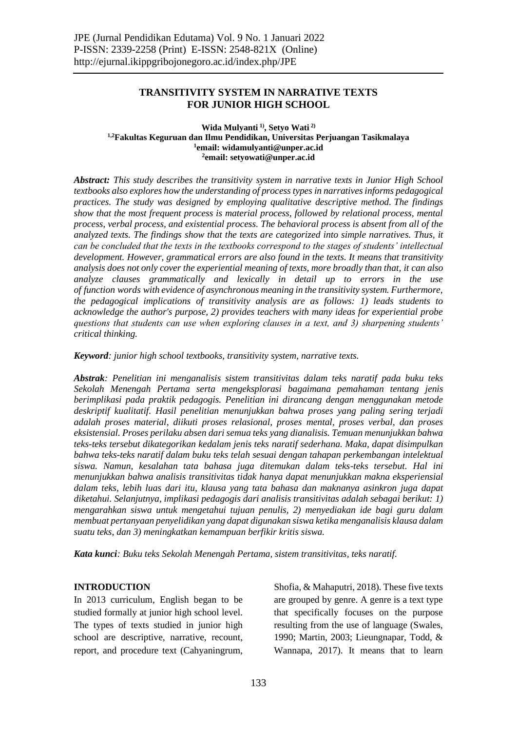# TRANSITIVITY SYSTEM IN NARRATIVE TEXTS FOR JUNIOR HIGH SCHOOL

**Wida Mulyanti [1], Setyo Wati [2]**
**[1,2]Fakultas Keguruan dan Ilmu Pendidikan, Universitas Perjuangan Tasikmalaya**
**[1]email: widamulyanti@unper.ac.id**
**[2]email: setyowati@unper.ac.id**

***Abstract:*** *This study describes the transitivity system in narrative texts in Junior High School textbooks also explores how the understanding of process types in narratives informs pedagogical practices. The study was designed by employing qualitative descriptive method. The findings show that the most frequent process is material process, followed by relational process, mental process, verbal process, and existential process. The behavioral process is absent from all of the analyzed texts. The findings show that the texts are categorized into simple narratives. Thus, it can be concluded that the texts in the textbooks correspond to the stages of students' intellectual development. However, grammatical errors are also found in the texts. It means that transitivity analysis does not only cover the experiential meaning of texts, more broadly than that, it can also analyze clauses grammatically and lexically in detail up to errors in the use of function words with evidence of asynchronous meaning in the transitivity system. Furthermore, the pedagogical implications of transitivity analysis are as follows: 1) leads students to acknowledge the author's purpose, 2) provides teachers with many ideas for experiential probe questions that students can use when exploring clauses in a text, and 3) sharpening students' critical thinking.*

***Keyword****: junior high school textbooks, transitivity system, narrative texts.*

***Abstrak****: Penelitian ini menganalisis sistem transitivitas dalam teks naratif pada buku teks Sekolah Menengah Pertama serta mengeksplorasi bagaimana pemahaman tentang jenis berimplikasi pada praktik pedagogis. Penelitian ini dirancang dengan menggunakan metode deskriptif kualitatif. Hasil penelitian menunjukkan bahwa proses yang paling sering terjadi adalah proses material, diikuti proses relasional, proses mental, proses verbal, dan proses eksistensial. Proses perilaku absen dari semua teks yang dianalisis. Temuan menunjukkan bahwa teks-teks tersebut dikategorikan kedalam jenis teks naratif sederhana. Maka, dapat disimpulkan bahwa teks-teks naratif dalam buku teks telah sesuai dengan tahapan perkembangan intelektual siswa. Namun, kesalahan tata bahasa juga ditemukan dalam teks-teks tersebut. Hal ini menunjukkan bahwa analisis transitivitas tidak hanya dapat menunjukkan makna eksperiensial dalam teks, lebih luas dari itu, klausa yang tata bahasa dan maknanya asinkron juga dapat diketahui. Selanjutnya, implikasi pedagogis dari analisis transitivitas adalah sebagai berikut: 1) mengarahkan siswa untuk mengetahui tujuan penulis, 2) menyediakan ide bagi guru dalam membuat pertanyaan penyelidikan yang dapat digunakan siswa ketika menganalisis klausa dalam suatu teks, dan 3) meningkatkan kemampuan berfikir kritis siswa.*

***Kata kunci****: Buku teks Sekolah Menengah Pertama, sistem transitivitas, teks naratif.*

## INTRODUCTION

In 2013 curriculum, English began to be studied formally at junior high school level. The types of texts studied in junior high school are descriptive, narrative, recount, report, and procedure text (Cahyaningrum, Shofia, & Mahaputri, 2018). These five texts are grouped by genre. A genre is a text type that specifically focuses on the purpose resulting from the use of language (Swales, 1990; Martin, 2003; Lieungnapar, Todd, & Wannapa, 2017). It means that to learn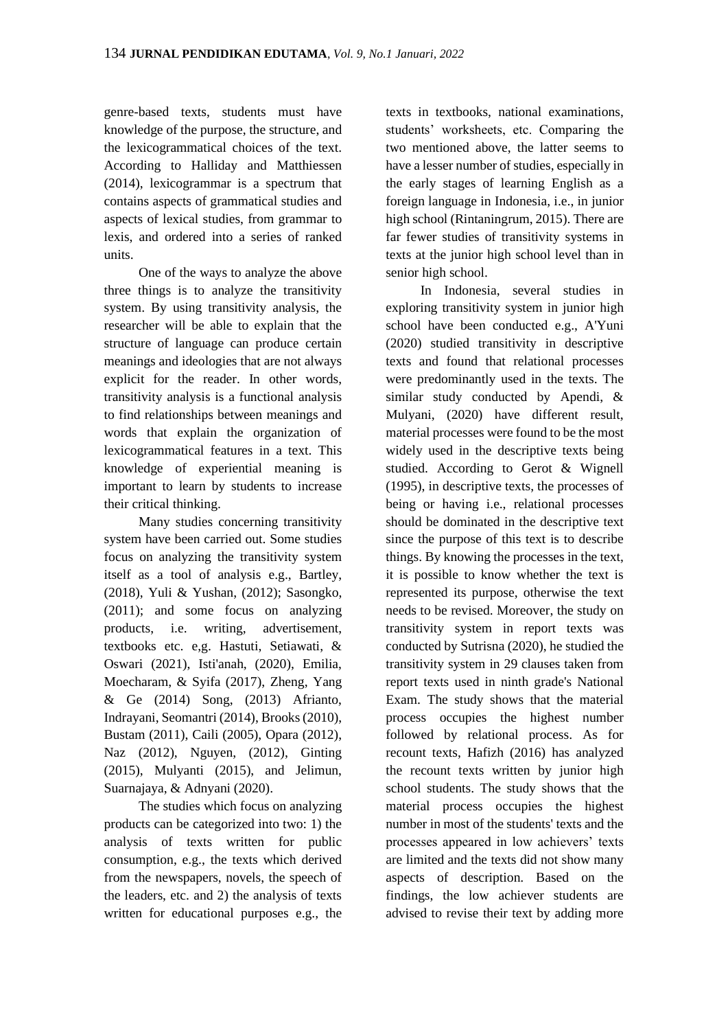genre-based texts, students must have knowledge of the purpose, the structure, and the lexicogrammatical choices of the text. According to Halliday and Matthiessen (2014), lexicogrammar is a spectrum that contains aspects of grammatical studies and aspects of lexical studies, from grammar to lexis, and ordered into a series of ranked units.

One of the ways to analyze the above three things is to analyze the transitivity system. By using transitivity analysis, the researcher will be able to explain that the structure of language can produce certain meanings and ideologies that are not always explicit for the reader. In other words, transitivity analysis is a functional analysis to find relationships between meanings and words that explain the organization of lexicogrammatical features in a text. This knowledge of experiential meaning is important to learn by students to increase their critical thinking.

Many studies concerning transitivity system have been carried out. Some studies focus on analyzing the transitivity system itself as a tool of analysis e.g., Bartley, (2018), Yuli & Yushan, (2012); Sasongko, (2011); and some focus on analyzing products, i.e. writing, advertisement, textbooks etc. e,g. Hastuti, Setiawati, & Oswari (2021), Isti'anah, (2020), Emilia, Moecharam, & Syifa (2017), Zheng, Yang & Ge (2014) Song, (2013) Afrianto, Indrayani, Seomantri (2014), Brooks (2010), Bustam (2011), Caili (2005), Opara (2012), Naz (2012), Nguyen, (2012), Ginting (2015), Mulyanti (2015), and Jelimun, Suarnajaya, & Adnyani (2020).

The studies which focus on analyzing products can be categorized into two: 1) the analysis of texts written for public consumption, e.g., the texts which derived from the newspapers, novels, the speech of the leaders, etc. and 2) the analysis of texts written for educational purposes e.g., the texts in textbooks, national examinations, students' worksheets, etc. Comparing the two mentioned above, the latter seems to have a lesser number of studies, especially in the early stages of learning English as a foreign language in Indonesia, i.e., in junior high school (Rintaningrum, 2015). There are far fewer studies of transitivity systems in texts at the junior high school level than in senior high school.

In Indonesia, several studies in exploring transitivity system in junior high school have been conducted e.g., A'Yuni (2020) studied transitivity in descriptive texts and found that relational processes were predominantly used in the texts. The similar study conducted by Apendi, & Mulyani, (2020) have different result, material processes were found to be the most widely used in the descriptive texts being studied. According to Gerot & Wignell (1995), in descriptive texts, the processes of being or having i.e., relational processes should be dominated in the descriptive text since the purpose of this text is to describe things. By knowing the processes in the text, it is possible to know whether the text is represented its purpose, otherwise the text needs to be revised. Moreover, the study on transitivity system in report texts was conducted by Sutrisna (2020), he studied the transitivity system in 29 clauses taken from report texts used in ninth grade's National Exam. The study shows that the material process occupies the highest number followed by relational process. As for recount texts, Hafizh (2016) has analyzed the recount texts written by junior high school students. The study shows that the material process occupies the highest number in most of the students' texts and the processes appeared in low achievers' texts are limited and the texts did not show many aspects of description. Based on the findings, the low achiever students are advised to revise their text by adding more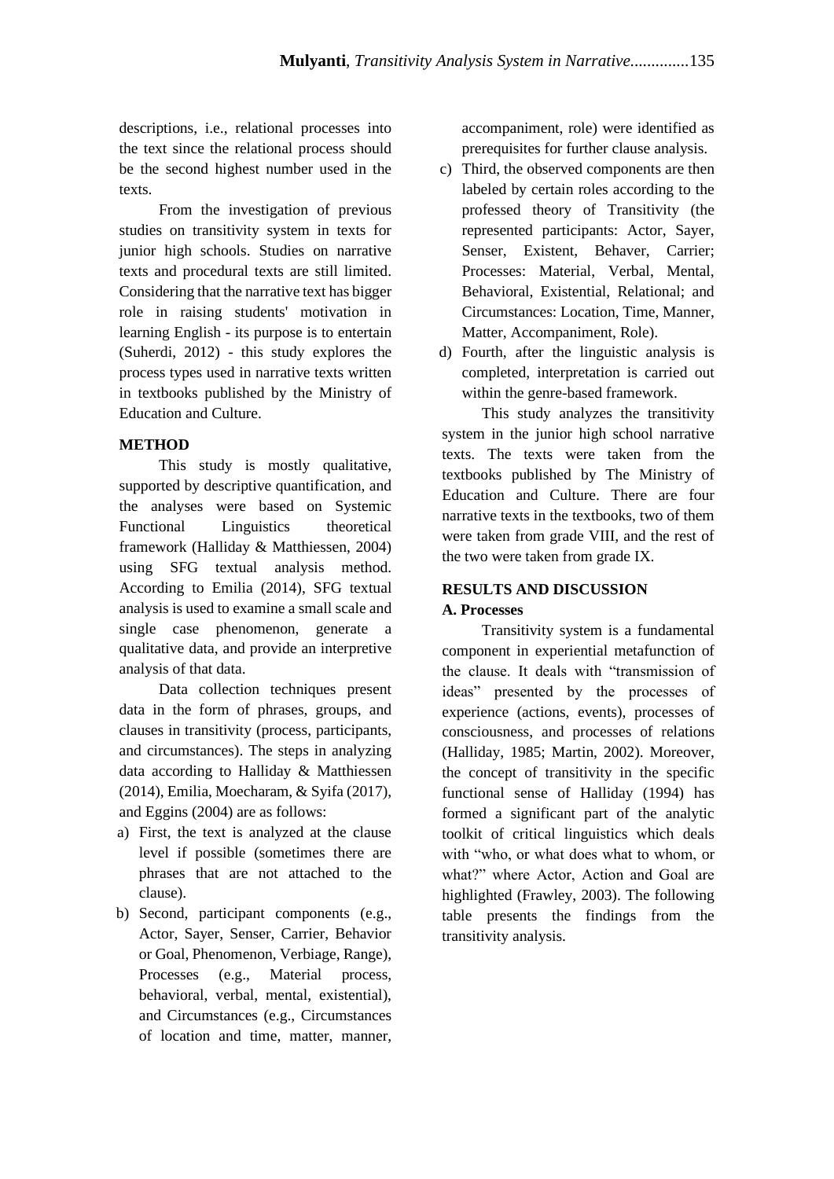descriptions, i.e., relational processes into the text since the relational process should be the second highest number used in the texts.

From the investigation of previous studies on transitivity system in texts for junior high schools. Studies on narrative texts and procedural texts are still limited. Considering that the narrative text has bigger role in raising students' motivation in learning English - its purpose is to entertain (Suherdi, 2012) - this study explores the process types used in narrative texts written in textbooks published by the Ministry of Education and Culture.

## METHOD

This study is mostly qualitative, supported by descriptive quantification, and the analyses were based on Systemic Functional Linguistics theoretical framework (Halliday & Matthiessen, 2004) using SFG textual analysis method. According to Emilia (2014), SFG textual analysis is used to examine a small scale and single case phenomenon, generate a qualitative data, and provide an interpretive analysis of that data.

Data collection techniques present data in the form of phrases, groups, and clauses in transitivity (process, participants, and circumstances). The steps in analyzing data according to Halliday & Matthiessen (2014), Emilia, Moecharam, & Syifa (2017), and Eggins (2004) are as follows:

a) First, the text is analyzed at the clause level if possible (sometimes there are phrases that are not attached to the clause).
b) Second, participant components (e.g., Actor, Sayer, Senser, Carrier, Behavior or Goal, Phenomenon, Verbiage, Range), Processes (e.g., Material process, behavioral, verbal, mental, existential), and Circumstances (e.g., Circumstances of location and time, matter, manner, accompaniment, role) were identified as prerequisites for further clause analysis.
c) Third, the observed components are then labeled by certain roles according to the professed theory of Transitivity (the represented participants: Actor, Sayer, Senser, Existent, Behaver, Carrier; Processes: Material, Verbal, Mental, Behavioral, Existential, Relational; and Circumstances: Location, Time, Manner, Matter, Accompaniment, Role).
d) Fourth, after the linguistic analysis is completed, interpretation is carried out within the genre-based framework.

This study analyzes the transitivity system in the junior high school narrative texts. The texts were taken from the textbooks published by The Ministry of Education and Culture. There are four narrative texts in the textbooks, two of them were taken from grade VIII, and the rest of the two were taken from grade IX.

## RESULTS AND DISCUSSION

### A. Processes

Transitivity system is a fundamental component in experiential metafunction of the clause. It deals with "transmission of ideas" presented by the processes of experience (actions, events), processes of consciousness, and processes of relations (Halliday, 1985; Martin, 2002). Moreover, the concept of transitivity in the specific functional sense of Halliday (1994) has formed a significant part of the analytic toolkit of critical linguistics which deals with "who, or what does what to whom, or what?" where Actor, Action and Goal are highlighted (Frawley, 2003). The following table presents the findings from the transitivity analysis.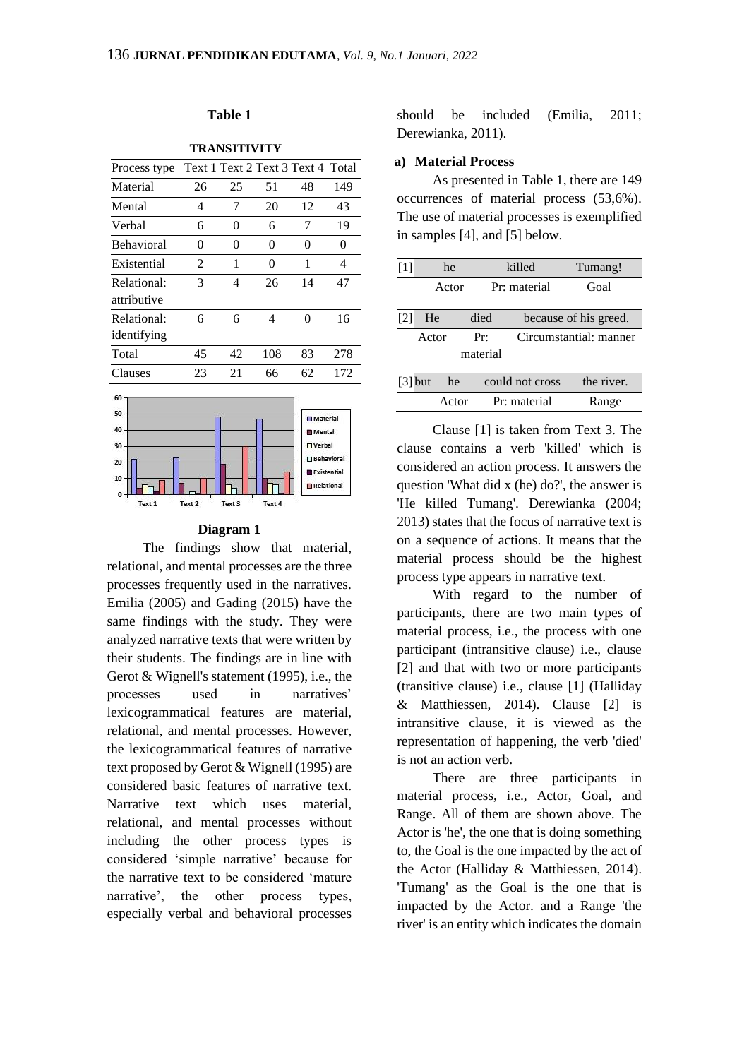**Table 1**

| TRANSITIVITY | | | | | |
|---|---|---|---|---|---|
| Process type | Text 1 | Text 2 | Text 3 | Text 4 | Total |
| Material | 26 | 25 | 51 | 48 | 149 |
| Mental | 4 | 7 | 20 | 12 | 43 |
| Verbal | 6 | 0 | 6 | 7 | 19 |
| Behavioral | 0 | 0 | 0 | 0 | 0 |
| Existential | 2 | 1 | 0 | 1 | 4 |
| Relational: attributive | 3 | 4 | 26 | 14 | 47 |
| Relational: identifying | 6 | 6 | 4 | 0 | 16 |
| Total | 45 | 42 | 108 | 83 | 278 |
| Clauses | 23 | 21 | 66 | 62 | 172 |

**Diagram 1**

The findings show that material, relational, and mental processes are the three processes frequently used in the narratives. Emilia (2005) and Gading (2015) have the same findings with the study. They were analyzed narrative texts that were written by their students. The findings are in line with Gerot & Wignell's statement (1995), i.e., the processes used in narratives' lexicogrammatical features are material, relational, and mental processes. However, the lexicogrammatical features of narrative text proposed by Gerot & Wignell (1995) are considered basic features of narrative text. Narrative text which uses material, relational, and mental processes without including the other process types is considered 'simple narrative' because for the narrative text to be considered 'mature narrative', the other process types, especially verbal and behavioral processes should be included (Emilia, 2011; Derewianka, 2011).

**a) Material Process**

As presented in Table 1, there are 149 occurrences of material process (53,6%). The use of material processes is exemplified in samples [4], and [5] below.

| [1] | he | killed | Tumang! |
|---|---|---|---|
| | Actor | Pr: material | Goal |

| [2] | He | died | because of his greed. |
|---|---|---|---|
| | Actor | Pr: material | Circumstantial: manner |

| [3] but | he | could not cross | the river. |
|---|---|---|---|
| | Actor | Pr: material | Range |

Clause [1] is taken from Text 3. The clause contains a verb 'killed' which is considered an action process. It answers the question 'What did x (he) do?', the answer is 'He killed Tumang'. Derewianka (2004; 2013) states that the focus of narrative text is on a sequence of actions. It means that the material process should be the highest process type appears in narrative text.

With regard to the number of participants, there are two main types of material process, i.e., the process with one participant (intransitive clause) i.e., clause [2] and that with two or more participants (transitive clause) i.e., clause [1] (Halliday & Matthiessen, 2014). Clause [2] is intransitive clause, it is viewed as the representation of happening, the verb 'died' is not an action verb.

There are three participants in material process, i.e., Actor, Goal, and Range. All of them are shown above. The Actor is 'he', the one that is doing something to, the Goal is the one impacted by the act of the Actor (Halliday & Matthiessen, 2014). 'Tumang' as the Goal is the one that is impacted by the Actor. and a Range 'the river' is an entity which indicates the domain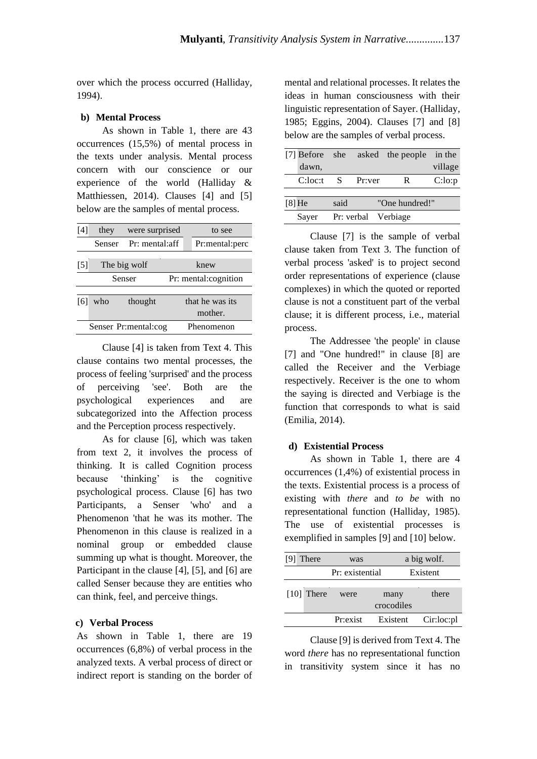over which the process occurred (Halliday, 1994).

**b) Mental Process**

As shown in Table 1, there are 43 occurrences (15,5%) of mental process in the texts under analysis. Mental process concern with our conscience or our experience of the world (Halliday & Matthiessen, 2014). Clauses [4] and [5] below are the samples of mental process.

| [4] | they | were surprised | to see |
|---|---|---|---|
| | Senser | Pr: mental:aff | Pr:mental:perc |

| [5] | The big wolf | knew |
|---|---|---|
| | Senser | Pr: mental:cognition |

| [6] | who | thought | that he was its mother. |
|---|---|---|---|
| | Senser | Pr:mental:cog | Phenomenon |

Clause [4] is taken from Text 4. This clause contains two mental processes, the process of feeling 'surprised' and the process of perceiving 'see'. Both are the psychological experiences and are subcategorized into the Affection process and the Perception process respectively.

As for clause [6], which was taken from text 2, it involves the process of thinking. It is called Cognition process because 'thinking' is the cognitive psychological process. Clause [6] has two Participants, a Senser 'who' and a Phenomenon 'that he was its mother. The Phenomenon in this clause is realized in a nominal group or embedded clause summing up what is thought. Moreover, the Participant in the clause [4], [5], and [6] are called Senser because they are entities who can think, feel, and perceive things.

**c) Verbal Process**

As shown in Table 1, there are 19 occurrences (6,8%) of verbal process in the analyzed texts. A verbal process of direct or indirect report is standing on the border of mental and relational processes. It relates the ideas in human consciousness with their linguistic representation of Sayer. (Halliday, 1985; Eggins, 2004). Clauses [7] and [8] below are the samples of verbal process.

| [7] Before dawn, | she | asked | the people | in the village |
|---|---|---|---|---|
| C:loc:t | S | Pr:ver | R | C:lo:p |

| [8] He | said | "One hundred!" |
|---|---|---|
| Sayer | Pr: verbal | Verbiage |

Clause [7] is the sample of verbal clause taken from Text 3. The function of verbal process 'asked' is to project second order representations of experience (clause complexes) in which the quoted or reported clause is not a constituent part of the verbal clause; it is different process, i.e., material process.

The Addressee 'the people' in clause [7] and "One hundred!" in clause [8] are called the Receiver and the Verbiage respectively. Receiver is the one to whom the saying is directed and Verbiage is the function that corresponds to what is said (Emilia, 2014).

**d) Existential Process**

As shown in Table 1, there are 4 occurrences (1,4%) of existential process in the texts. Existential process is a process of existing with *there* and *to be* with no representational function (Halliday, 1985). The use of existential processes is exemplified in samples [9] and [10] below.

| [9] There | was | a big wolf. |
|---|---|---|
| | Pr: existential | Existent |

| [10] | There | were | many crocodiles | there |
|---|---|---|---|---|
| | | Pr:exist | Existent | Cir:loc:pl |

Clause [9] is derived from Text 4. The word *there* has no representational function in transitivity system since it has no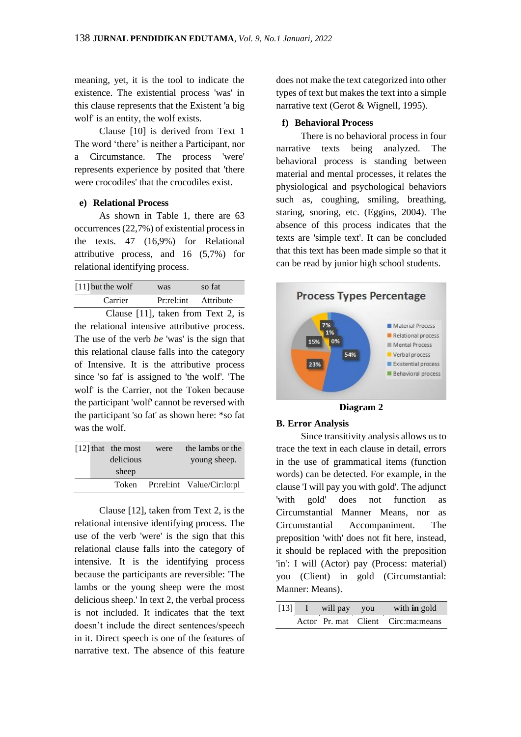meaning, yet, it is the tool to indicate the existence. The existential process 'was' in this clause represents that the Existent 'a big wolf' is an entity, the wolf exists.

Clause [10] is derived from Text 1 The word 'there' is neither a Participant, nor a Circumstance. The process 'were' represents experience by posited that 'there were crocodiles' that the crocodiles exist.

**e) Relational Process**

As shown in Table 1, there are 63 occurrences (22,7%) of existential process in the texts. 47 (16,9%) for Relational attributive process, and 16 (5,7%) for relational identifying process.

| [11] | but | the wolf | was | so fat |
|---|---|---|---|---|
| | | Carrier | Pr:rel:int | Attribute |

Clause [11], taken from Text 2, is the relational intensive attributive process. The use of the verb *be* 'was' is the sign that this relational clause falls into the category of Intensive. It is the attributive process since 'so fat' is assigned to 'the wolf'. 'The wolf' is the Carrier, not the Token because the participant 'wolf' cannot be reversed with the participant 'so fat' as shown here: *so fat was the wolf.

| [12] | that | the most delicious sheep | were | the lambs or the young sheep. |
|---|---|---|---|---|
| | | Token | Pr:rel:int | Value/Cir:lo:pl |

Clause [12], taken from Text 2, is the relational intensive identifying process. The use of the verb 'were' is the sign that this relational clause falls into the category of intensive. It is the identifying process because the participants are reversible: 'The lambs or the young sheep were the most delicious sheep.' In text 2, the verbal process is not included. It indicates that the text doesn't include the direct sentences/speech in it. Direct speech is one of the features of narrative text. The absence of this feature does not make the text categorized into other types of text but makes the text into a simple narrative text (Gerot & Wignell, 1995).

**f) Behavioral Process**

There is no behavioral process in four narrative texts being analyzed. The behavioral process is standing between material and mental processes, it relates the physiological and psychological behaviors such as, coughing, smiling, breathing, staring, snoring, etc. (Eggins, 2004). The absence of this process indicates that the texts are 'simple text'. It can be concluded that this text has been made simple so that it can be read by junior high school students.

**Diagram 2**

## B. Error Analysis

Since transitivity analysis allows us to trace the text in each clause in detail, errors in the use of grammatical items (function words) can be detected. For example, in the clause 'I will pay you with gold'. The adjunct 'with gold' does not function as Circumstantial Manner Means, nor as Circumstantial Accompaniment. The preposition 'with' does not fit here, instead, it should be replaced with the preposition 'in': I will (Actor) pay (Process: material) you (Client) in gold (Circumstantial: Manner: Means).

| [13] | I | will pay | you | with **in** gold |
|---|---|---|---|---|
| | Actor | Pr. mat | Client | Circ:ma:means |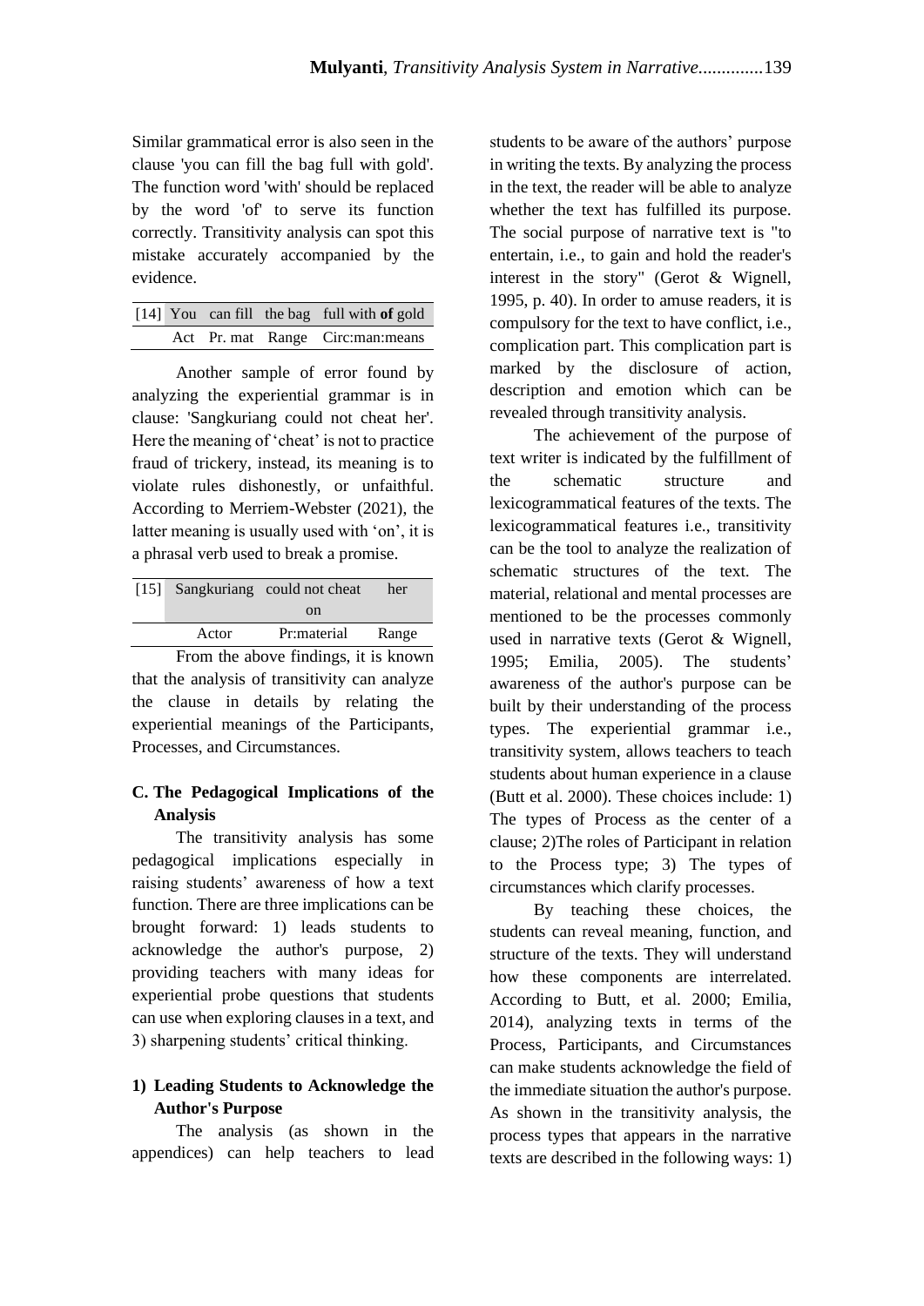Similar grammatical error is also seen in the clause 'you can fill the bag full with gold'. The function word 'with' should be replaced by the word 'of' to serve its function correctly. Transitivity analysis can spot this mistake accurately accompanied by the evidence.

| [14] | You | can fill | the bag | full with **of** gold |
|---|---|---|---|---|
| | Act | Pr. mat | Range | Circ:man:means |

Another sample of error found by analyzing the experiential grammar is in clause: 'Sangkuriang could not cheat her'. Here the meaning of 'cheat' is not to practice fraud of trickery, instead, its meaning is to violate rules dishonestly, or unfaithful. According to Merriem-Webster (2021), the latter meaning is usually used with 'on', it is a phrasal verb used to break a promise.

| [15] | Sangkuriang | could not cheat on | her |
|---|---|---|---|
| | Actor | Pr:material | Range |

From the above findings, it is known that the analysis of transitivity can analyze the clause in details by relating the experiential meanings of the Participants, Processes, and Circumstances.

## C. The Pedagogical Implications of the Analysis

The transitivity analysis has some pedagogical implications especially in raising students' awareness of how a text function. There are three implications can be brought forward: 1) leads students to acknowledge the author's purpose, 2) providing teachers with many ideas for experiential probe questions that students can use when exploring clauses in a text, and 3) sharpening students' critical thinking.

### 1) Leading Students to Acknowledge the Author's Purpose

The analysis (as shown in the appendices) can help teachers to lead students to be aware of the authors' purpose in writing the texts. By analyzing the process in the text, the reader will be able to analyze whether the text has fulfilled its purpose. The social purpose of narrative text is "to entertain, i.e., to gain and hold the reader's interest in the story" (Gerot & Wignell, 1995, p. 40). In order to amuse readers, it is compulsory for the text to have conflict, i.e., complication part. This complication part is marked by the disclosure of action, description and emotion which can be revealed through transitivity analysis.

The achievement of the purpose of text writer is indicated by the fulfillment of the schematic structure and lexicogrammatical features of the texts. The lexicogrammatical features i.e., transitivity can be the tool to analyze the realization of schematic structures of the text. The material, relational and mental processes are mentioned to be the processes commonly used in narrative texts (Gerot & Wignell, 1995; Emilia, 2005). The students' awareness of the author's purpose can be built by their understanding of the process types. The experiential grammar i.e., transitivity system, allows teachers to teach students about human experience in a clause (Butt et al. 2000). These choices include: 1) The types of Process as the center of a clause; 2)The roles of Participant in relation to the Process type; 3) The types of circumstances which clarify processes.

By teaching these choices, the students can reveal meaning, function, and structure of the texts. They will understand how these components are interrelated. According to Butt, et al. 2000; Emilia, 2014), analyzing texts in terms of the Process, Participants, and Circumstances can make students acknowledge the field of the immediate situation the author's purpose. As shown in the transitivity analysis, the process types that appears in the narrative texts are described in the following ways: 1)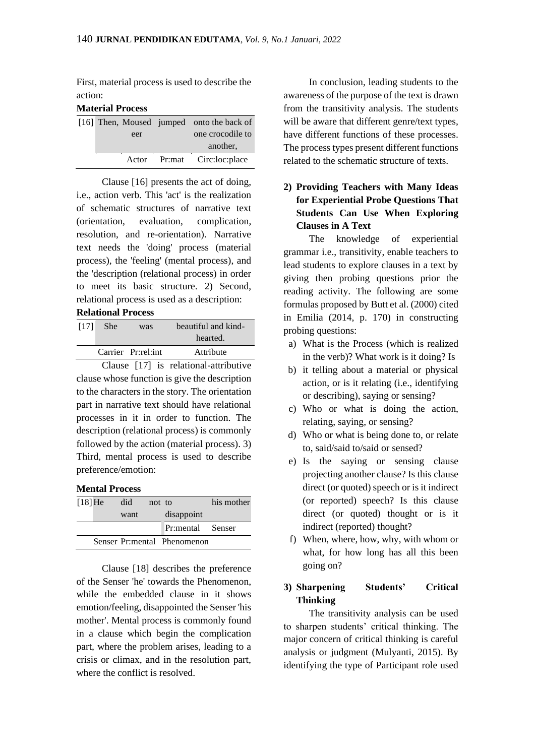First, material process is used to describe the action:

**Material Process**

| [16] | Then, | Mouseer | jumped | onto the back of one crocodile to another, |
|---|---|---|---|---|
| | | Actor | Pr:mat | Circ:loc:place |

Clause [16] presents the act of doing, i.e., action verb. This 'act' is the realization of schematic structures of narrative text (orientation, evaluation, complication, resolution, and re-orientation). Narrative text needs the 'doing' process (material process), the 'feeling' (mental process), and the 'description (relational process) in order to meet its basic structure. 2) Second, relational process is used as a description:

**Relational Process**

| [17] | She | was | beautiful and kind-hearted. |
|---|---|---|---|
| | Carrier | Pr:rel:int | Attribute |

Clause [17] is relational-attributive clause whose function is give the description to the characters in the story. The orientation part in narrative text should have relational processes in it in order to function. The description (relational process) is commonly followed by the action (material process). 3) Third, mental process is used to describe preference/emotion:

**Mental Process**

| [18] | He | did want | not | to disappoint | his mother |
|---|---|---|---|---|---|
| | | | | Pr:mental | Senser |
| | Senser | Pr:mental | Phenomenon | | |

Clause [18] describes the preference of the Senser 'he' towards the Phenomenon, while the embedded clause in it shows emotion/feeling, disappointed the Senser 'his mother'. Mental process is commonly found in a clause which begin the complication part, where the problem arises, leading to a crisis or climax, and in the resolution part, where the conflict is resolved.

In conclusion, leading students to the awareness of the purpose of the text is drawn from the transitivity analysis. The students will be aware that different genre/text types, have different functions of these processes. The process types present different functions related to the schematic structure of texts.

**2) Providing Teachers with Many Ideas for Experiential Probe Questions That Students Can Use When Exploring Clauses in A Text**

The knowledge of experiential grammar i.e., transitivity, enable teachers to lead students to explore clauses in a text by giving then probing questions prior the reading activity. The following are some formulas proposed by Butt et al. (2000) cited in Emilia (2014, p. 170) in constructing probing questions:

a) What is the Process (which is realized in the verb)? What work is it doing? Is
b) it telling about a material or physical action, or is it relating (i.e., identifying or describing), saying or sensing?
c) Who or what is doing the action, relating, saying, or sensing?
d) Who or what is being done to, or relate to, said/said to/said or sensed?
e) Is the saying or sensing clause projecting another clause? Is this clause direct (or quoted) speech or is it indirect (or reported) speech? Is this clause direct (or quoted) thought or is it indirect (reported) thought?
f) When, where, how, why, with whom or what, for how long has all this been going on?

**3) Sharpening Students' Critical Thinking**

The transitivity analysis can be used to sharpen students' critical thinking. The major concern of critical thinking is careful analysis or judgment (Mulyanti, 2015). By identifying the type of Participant role used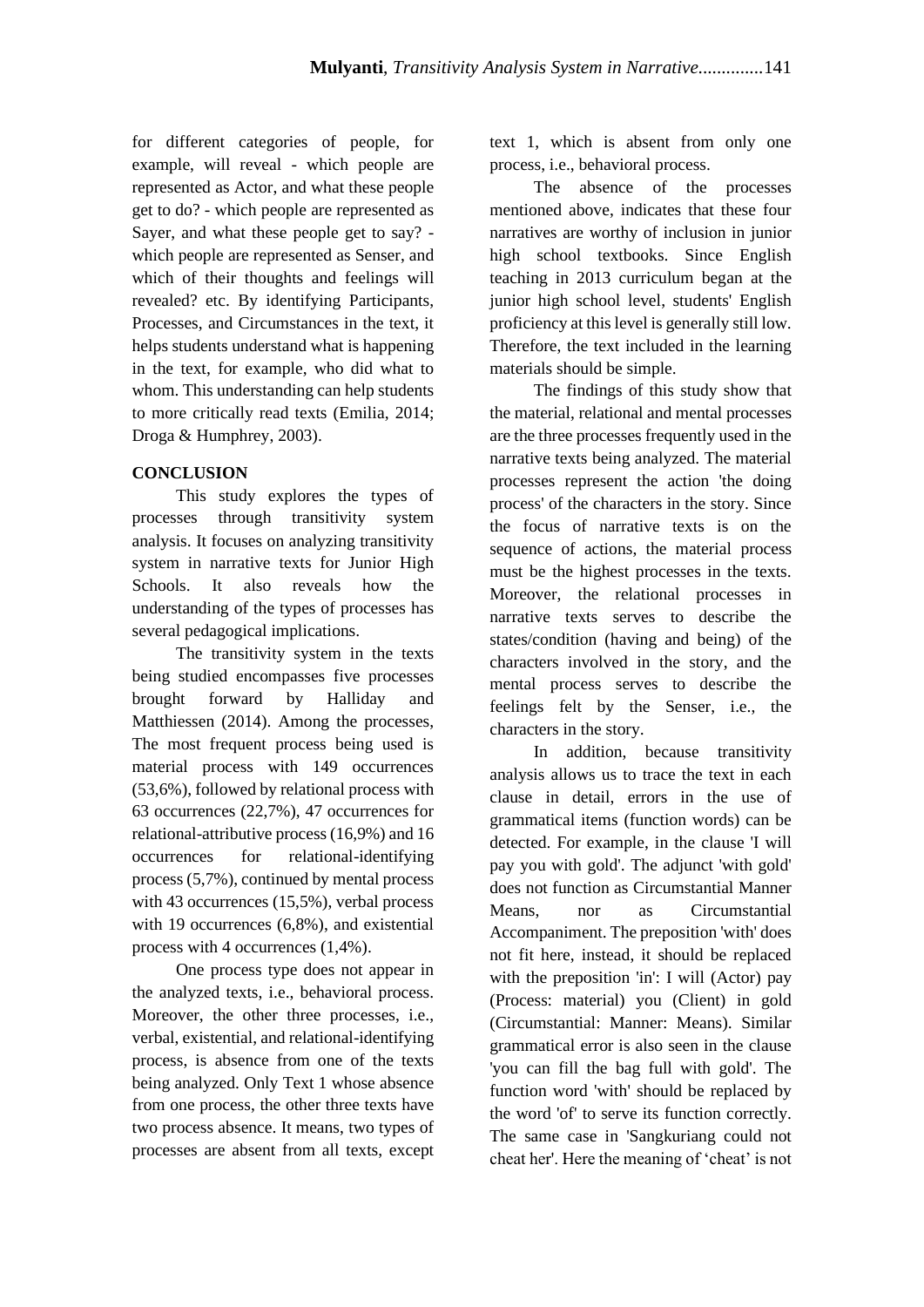for different categories of people, for example, will reveal - which people are represented as Actor, and what these people get to do? - which people are represented as Sayer, and what these people get to say? - which people are represented as Senser, and which of their thoughts and feelings will revealed? etc. By identifying Participants, Processes, and Circumstances in the text, it helps students understand what is happening in the text, for example, who did what to whom. This understanding can help students to more critically read texts (Emilia, 2014; Droga & Humphrey, 2003).

## CONCLUSION

This study explores the types of processes through transitivity system analysis. It focuses on analyzing transitivity system in narrative texts for Junior High Schools. It also reveals how the understanding of the types of processes has several pedagogical implications.

The transitivity system in the texts being studied encompasses five processes brought forward by Halliday and Matthiessen (2014). Among the processes, The most frequent process being used is material process with 149 occurrences (53,6%), followed by relational process with 63 occurrences (22,7%), 47 occurrences for relational-attributive process (16,9%) and 16 occurrences for relational-identifying process (5,7%), continued by mental process with 43 occurrences (15,5%), verbal process with 19 occurrences (6,8%), and existential process with 4 occurrences (1,4%).

One process type does not appear in the analyzed texts, i.e., behavioral process. Moreover, the other three processes, i.e., verbal, existential, and relational-identifying process, is absence from one of the texts being analyzed. Only Text 1 whose absence from one process, the other three texts have two process absence. It means, two types of processes are absent from all texts, except text 1, which is absent from only one process, i.e., behavioral process.

The absence of the processes mentioned above, indicates that these four narratives are worthy of inclusion in junior high school textbooks. Since English teaching in 2013 curriculum began at the junior high school level, students' English proficiency at this level is generally still low. Therefore, the text included in the learning materials should be simple.

The findings of this study show that the material, relational and mental processes are the three processes frequently used in the narrative texts being analyzed. The material processes represent the action 'the doing process' of the characters in the story. Since the focus of narrative texts is on the sequence of actions, the material process must be the highest processes in the texts. Moreover, the relational processes in narrative texts serves to describe the states/condition (having and being) of the characters involved in the story, and the mental process serves to describe the feelings felt by the Senser, i.e., the characters in the story.

In addition, because transitivity analysis allows us to trace the text in each clause in detail, errors in the use of grammatical items (function words) can be detected. For example, in the clause 'I will pay you with gold'. The adjunct 'with gold' does not function as Circumstantial Manner Means, nor as Circumstantial Accompaniment. The preposition 'with' does not fit here, instead, it should be replaced with the preposition 'in': I will (Actor) pay (Process: material) you (Client) in gold (Circumstantial: Manner: Means). Similar grammatical error is also seen in the clause 'you can fill the bag full with gold'. The function word 'with' should be replaced by the word 'of' to serve its function correctly. The same case in 'Sangkuriang could not cheat her'. Here the meaning of 'cheat' is not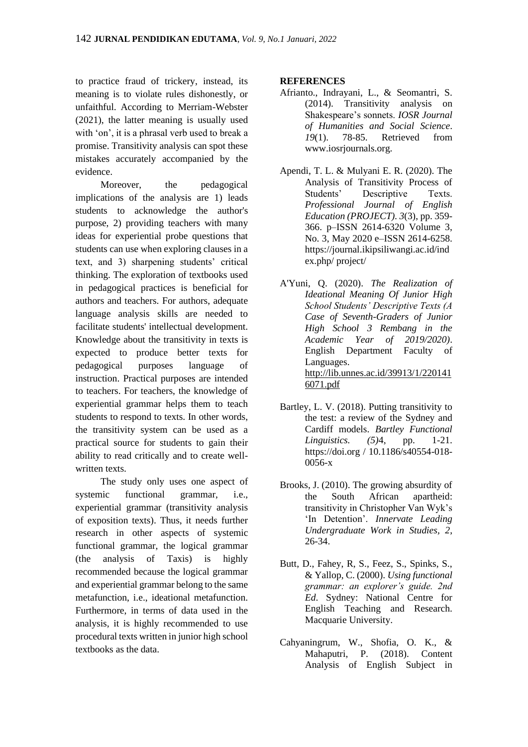to practice fraud of trickery, instead, its meaning is to violate rules dishonestly, or unfaithful. According to Merriam-Webster (2021), the latter meaning is usually used with 'on', it is a phrasal verb used to break a promise. Transitivity analysis can spot these mistakes accurately accompanied by the evidence.

Moreover, the pedagogical implications of the analysis are 1) leads students to acknowledge the author's purpose, 2) providing teachers with many ideas for experiential probe questions that students can use when exploring clauses in a text, and 3) sharpening students' critical thinking. The exploration of textbooks used in pedagogical practices is beneficial for authors and teachers. For authors, adequate language analysis skills are needed to facilitate students' intellectual development. Knowledge about the transitivity in texts is expected to produce better texts for pedagogical purposes language of instruction. Practical purposes are intended to teachers. For teachers, the knowledge of experiential grammar helps them to teach students to respond to texts. In other words, the transitivity system can be used as a practical source for students to gain their ability to read critically and to create well-written texts.

The study only uses one aspect of systemic functional grammar, i.e., experiential grammar (transitivity analysis of exposition texts). Thus, it needs further research in other aspects of systemic functional grammar, the logical grammar (the analysis of Taxis) is highly recommended because the logical grammar and experiential grammar belong to the same metafunction, i.e., ideational metafunction. Furthermore, in terms of data used in the analysis, it is highly recommended to use procedural texts written in junior high school textbooks as the data.

## REFERENCES

Afrianto., Indrayani, L., & Seomantri, S. (2014). Transitivity analysis on Shakespeare's sonnets. *IOSR Journal of Humanities and Social Science*. *19*(1). 78-85. Retrieved from www.iosrjournals.org.

Apendi, T. L. & Mulyani E. R. (2020). The Analysis of Transitivity Process of Students' Descriptive Texts. *Professional Journal of English Education (PROJECT)*. *3*(3), pp. 359-366. p–ISSN 2614-6320 Volume 3, No. 3, May 2020 e–ISSN 2614-6258. https://journal.ikipsiliwangi.ac.id/index.php/ project/

A'Yuni, Q. (2020). *The Realization of Ideational Meaning Of Junior High School Students' Descriptive Texts (A Case of Seventh-Graders of Junior High School 3 Rembang in the Academic Year of 2019/2020)*. English Department Faculty of Languages. http://lib.unnes.ac.id/39913/1/2201416071.pdf

Bartley, L. V. (2018). Putting transitivity to the test: a review of the Sydney and Cardiff models. *Bartley Functional Linguistics. (5)*4, pp. 1-21. https://doi.org / 10.1186/s40554-018-0056-x

Brooks, J. (2010). The growing absurdity of the South African apartheid: transitivity in Christopher Van Wyk's 'In Detention'. *Innervate Leading Undergraduate Work in Studies, 2*, 26-34.

Butt, D., Fahey, R, S., Feez, S., Spinks, S., & Yallop, C. (2000). *Using functional grammar: an explorer's guide. 2nd Ed*. Sydney: National Centre for English Teaching and Research. Macquarie University.

Cahyaningrum, W., Shofia, O. K., & Mahaputri, P. (2018). Content Analysis of English Subject in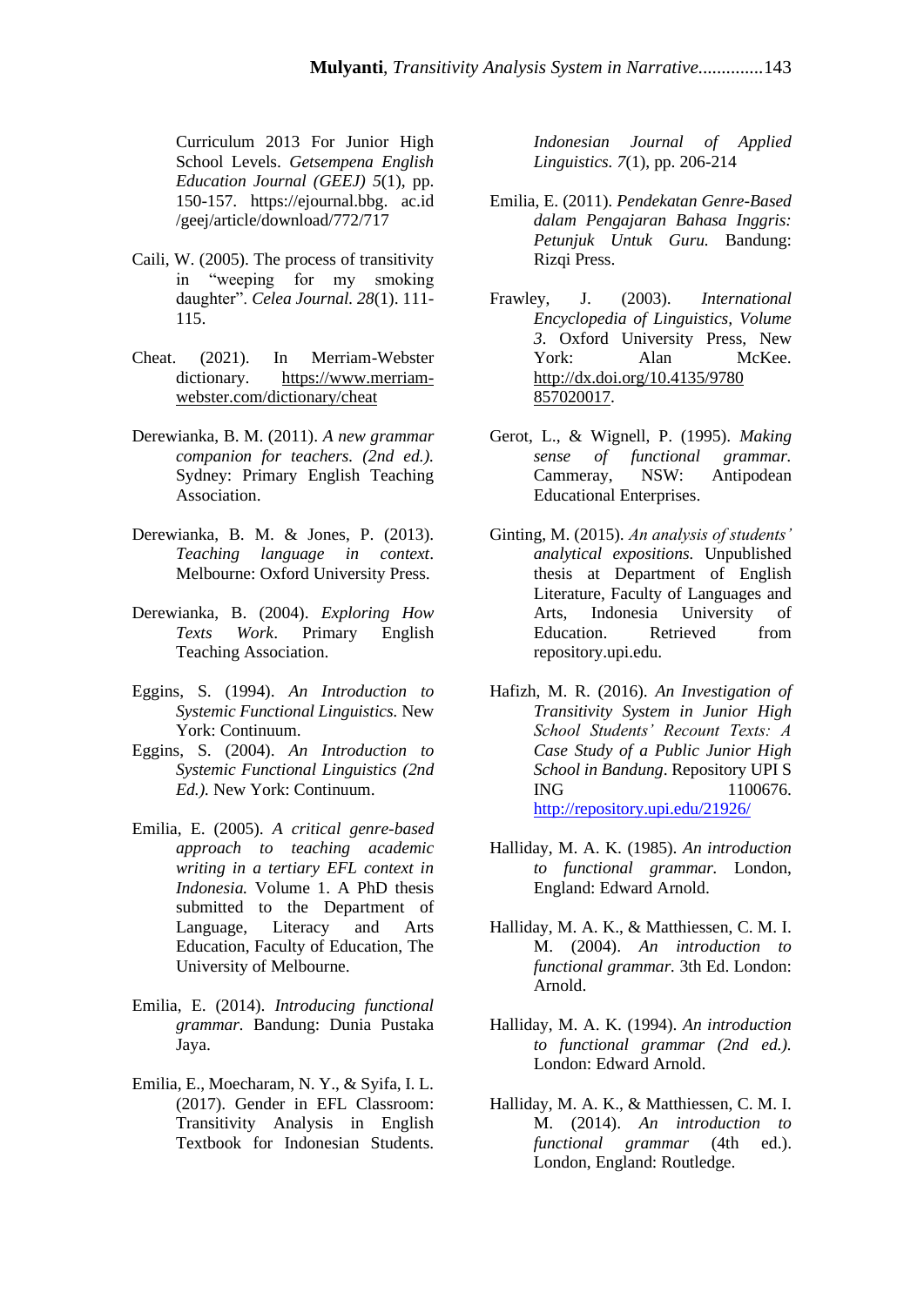Curriculum 2013 For Junior High School Levels. *Getsempena English Education Journal (GEEJ) 5*(1), pp. 150-157. https://ejournal.bbg. ac.id /geej/article/download/772/717

Caili, W. (2005). The process of transitivity in "weeping for my smoking daughter". *Celea Journal. 28*(1). 111-115.

Cheat. (2021). In Merriam-Webster dictionary. https://www.merriam-webster.com/dictionary/cheat

Derewianka, B. M. (2011). *A new grammar companion for teachers. (2nd ed.).* Sydney: Primary English Teaching Association.

Derewianka, B. M. & Jones, P. (2013). *Teaching language in context*. Melbourne: Oxford University Press.

Derewianka, B. (2004). *Exploring How Texts Work*. Primary English Teaching Association.

Eggins, S. (1994). *An Introduction to Systemic Functional Linguistics.* New York: Continuum.

Eggins, S. (2004). *An Introduction to Systemic Functional Linguistics (2nd Ed.).* New York: Continuum.

Emilia, E. (2005). *A critical genre-based approach to teaching academic writing in a tertiary EFL context in Indonesia.* Volume 1. A PhD thesis submitted to the Department of Language, Literacy and Arts Education, Faculty of Education, The University of Melbourne.

Emilia, E. (2014). *Introducing functional grammar.* Bandung: Dunia Pustaka Jaya.

Emilia, E., Moecharam, N. Y., & Syifa, I. L. (2017). Gender in EFL Classroom: Transitivity Analysis in English Textbook for Indonesian Students. *Indonesian Journal of Applied Linguistics. 7*(1), pp. 206-214

Emilia, E. (2011). *Pendekatan Genre-Based dalam Pengajaran Bahasa Inggris: Petunjuk Untuk Guru.* Bandung: Rizqi Press.

Frawley, J. (2003). *International Encyclopedia of Linguistics, Volume 3*. Oxford University Press, New York: Alan McKee. http://dx.doi.org/10.4135/9780857020017.

Gerot, L., & Wignell, P. (1995). *Making sense of functional grammar.* Cammeray, NSW: Antipodean Educational Enterprises.

Ginting, M. (2015). *An analysis of students' analytical expositions.* Unpublished thesis at Department of English Literature, Faculty of Languages and Arts, Indonesia University of Education. Retrieved from repository.upi.edu.

Hafizh, M. R. (2016). *An Investigation of Transitivity System in Junior High School Students' Recount Texts: A Case Study of a Public Junior High School in Bandung*. Repository UPI S ING 1100676. http://repository.upi.edu/21926/

Halliday, M. A. K. (1985). *An introduction to functional grammar.* London, England: Edward Arnold.

Halliday, M. A. K., & Matthiessen, C. M. I. M. (2004). *An introduction to functional grammar.* 3th Ed. London: Arnold.

Halliday, M. A. K. (1994). *An introduction to functional grammar (2nd ed.).* London: Edward Arnold.

Halliday, M. A. K., & Matthiessen, C. M. I. M. (2014). *An introduction to functional grammar* (4th ed.). London, England: Routledge.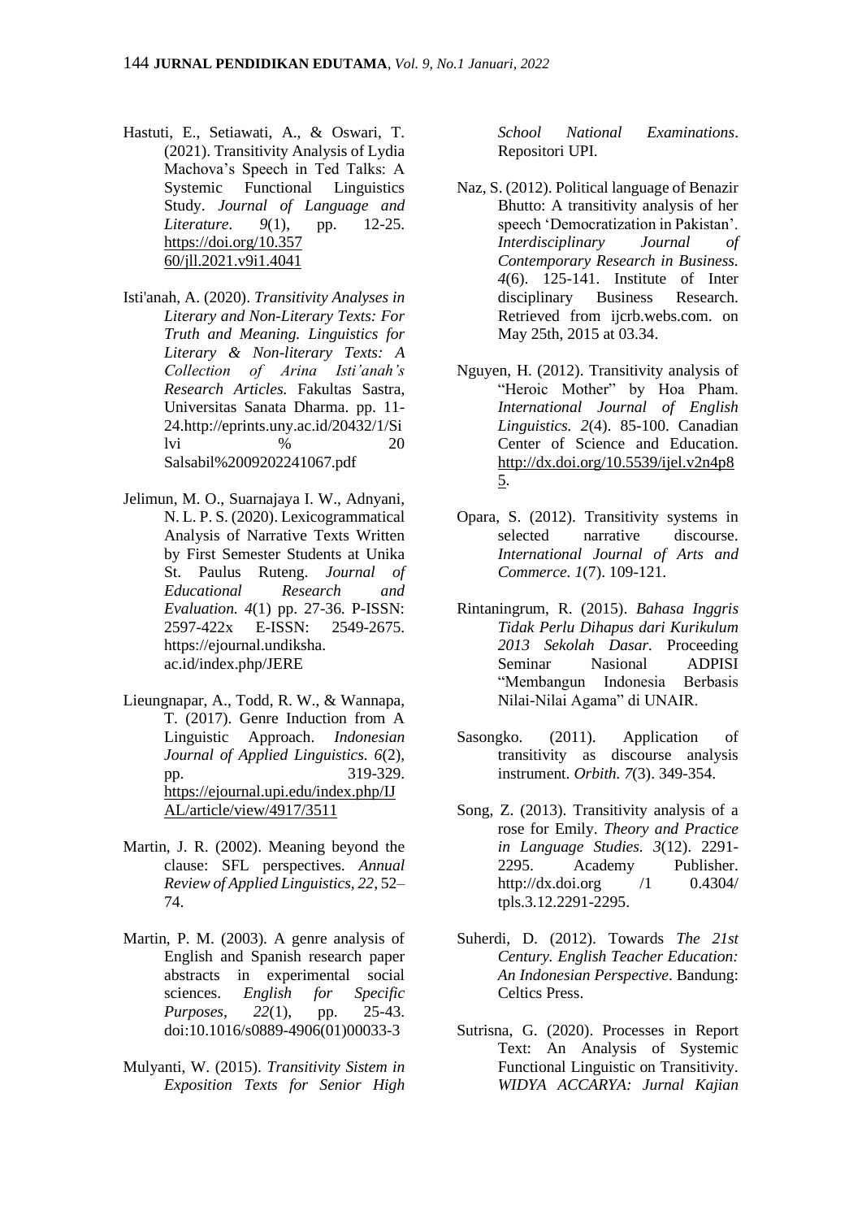Hastuti, E., Setiawati, A., & Oswari, T. (2021). Transitivity Analysis of Lydia Machova's Speech in Ted Talks: A Systemic Functional Linguistics Study. *Journal of Language and Literature*. *9*(1), pp. 12-25. https://doi.org/10.35760/jll.2021.v9i1.4041

Isti'anah, A. (2020). *Transitivity Analyses in Literary and Non-Literary Texts: For Truth and Meaning. Linguistics for Literary & Non-literary Texts: A Collection of Arina Isti'anah's Research Articles.* Fakultas Sastra, Universitas Sanata Dharma. pp. 11-24.http://eprints.uny.ac.id/20432/1/Silvi % 20 Salsabil%2009202241067.pdf

Jelimun, M. O., Suarnajaya I. W., Adnyani, N. L. P. S. (2020). Lexicogrammatical Analysis of Narrative Texts Written by First Semester Students at Unika St. Paulus Ruteng. *Journal of Educational Research and Evaluation. 4*(1) pp. 27-36. P-ISSN: 2597-422x E-ISSN: 2549-2675. https://ejournal.undiksha.ac.id/index.php/JERE

Lieungnapar, A., Todd, R. W., & Wannapa, T. (2017). Genre Induction from A Linguistic Approach. *Indonesian Journal of Applied Linguistics. 6*(2), pp. 319-329. https://ejournal.upi.edu/index.php/IJAL/article/view/4917/3511

Martin, J. R. (2002). Meaning beyond the clause: SFL perspectives. *Annual Review of Applied Linguistics, 22*, 52–74.

Martin, P. M. (2003). A genre analysis of English and Spanish research paper abstracts in experimental social sciences. *English for Specific Purposes, 22*(1), pp. 25-43. doi:10.1016/s0889-4906(01)00033-3

Mulyanti, W. (2015). *Transitivity Sistem in Exposition Texts for Senior High School National Examinations*. Repositori UPI.

Naz, S. (2012). Political language of Benazir Bhutto: A transitivity analysis of her speech 'Democratization in Pakistan'. *Interdisciplinary Journal of Contemporary Research in Business. 4*(6). 125-141. Institute of Inter disciplinary Business Research. Retrieved from ijcrb.webs.com. on May 25th, 2015 at 03.34.

Nguyen, H. (2012). Transitivity analysis of "Heroic Mother" by Hoa Pham. *International Journal of English Linguistics. 2*(4). 85-100. Canadian Center of Science and Education. http://dx.doi.org/10.5539/ijel.v2n4p85.

Opara, S. (2012). Transitivity systems in selected narrative discourse. *International Journal of Arts and Commerce. 1*(7). 109-121.

Rintaningrum, R. (2015). *Bahasa Inggris Tidak Perlu Dihapus dari Kurikulum 2013 Sekolah Dasar.* Proceeding Seminar Nasional ADPISI "Membangun Indonesia Berbasis Nilai-Nilai Agama" di UNAIR.

Sasongko. (2011). Application of transitivity as discourse analysis instrument. *Orbith. 7*(3). 349-354.

Song, Z. (2013). Transitivity analysis of a rose for Emily. *Theory and Practice in Language Studies. 3*(12). 2291-2295. Academy Publisher. http://dx.doi.org /1 0.4304/ tpls.3.12.2291-2295.

Suherdi, D. (2012). Towards *The 21st Century. English Teacher Education: An Indonesian Perspective*. Bandung: Celtics Press.

Sutrisna, G. (2020). Processes in Report Text: An Analysis of Systemic Functional Linguistic on Transitivity. *WIDYA ACCARYA: Jurnal Kajian*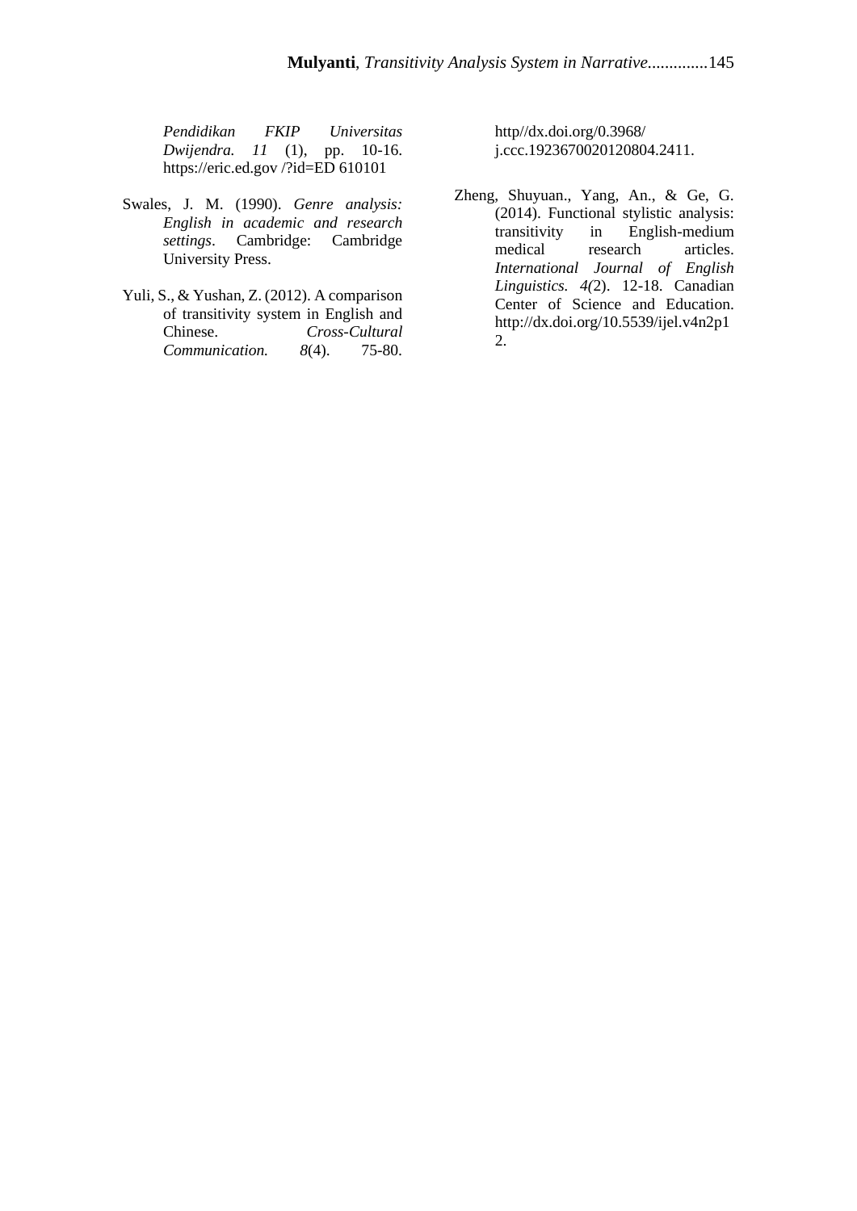*Pendidikan FKIP Universitas Dwijendra. 11* (1), pp. 10-16. https://eric.ed.gov /?id=ED 610101

Swales, J. M. (1990). *Genre analysis: English in academic and research settings*. Cambridge: Cambridge University Press.

Yuli, S., & Yushan, Z. (2012). A comparison of transitivity system in English and Chinese. *Cross-Cultural Communication. 8*(4). 75-80. http//dx.doi.org/0.3968/ j.ccc.1923670020120804.2411.

Zheng, Shuyuan., Yang, An., & Ge, G. (2014). Functional stylistic analysis: transitivity in English-medium medical research articles. *International Journal of English Linguistics. 4(*2). 12-18. Canadian Center of Science and Education. http://dx.doi.org/10.5539/ijel.v4n2p12.